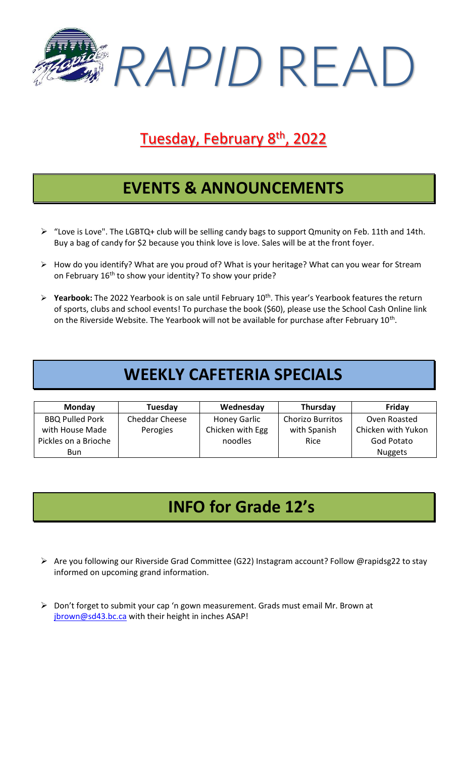# *RAPID* READ

## Tuesday, February 8th, 2022

## EVENTS & ANNOUNCEMENTS

- "Love is Love". The LGBTQ+ club will be selling candy bags to support Qmunity on Feb. 11th and 14th. Buy a bag of candy for $2 because you think love is love. Sales will be at the front foyer.
- How do you identify? What are you proud of? What is your heritage? What can you wear for Stream on February 16th to show your identity? To show your pride?
- **Yearbook:** The 2022 Yearbook is on sale until February 10th. This year's Yearbook features the return of sports, clubs and school events! To purchase the book ($60), please use the School Cash Online link on the Riverside Website. The Yearbook will not be available for purchase after February 10th.

## WEEKLY CAFETERIA SPECIALS

| Monday | Tuesday | Wednesday | Thursday | Friday |
| --- | --- | --- | --- | --- |
| BBQ Pulled Pork with House Made Pickles on a Brioche Bun | Cheddar Cheese Perogies | Honey Garlic Chicken with Egg noodles | Chorizo Burritos with Spanish Rice | Oven Roasted Chicken with Yukon God Potato Nuggets |

## INFO for Grade 12's

- Are you following our Riverside Grad Committee (G22) Instagram account? Follow @rapidsg22 to stay informed on upcoming grand information.
- Don't forget to submit your cap 'n gown measurement. Grads must email Mr. Brown at jbrown@sd43.bc.ca with their height in inches ASAP!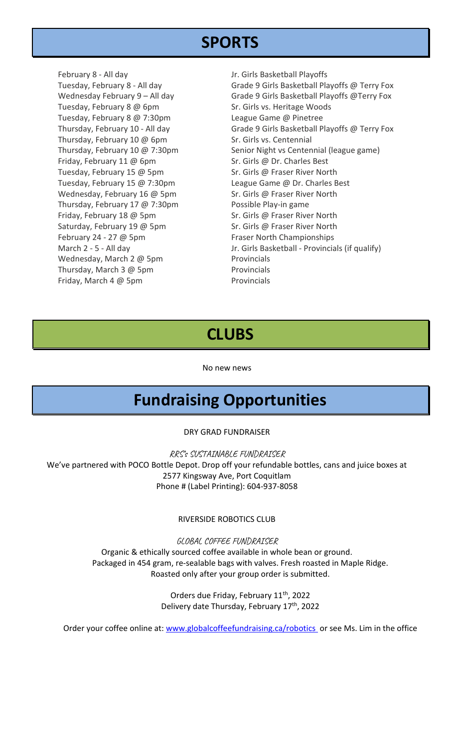# SPORTS

| | |
|---|---|
| February 8 - All day | Jr. Girls Basketball Playoffs |
| Tuesday, February 8 - All day | Grade 9 Girls Basketball Playoffs @ Terry Fox |
| Wednesday February 9 – All day | Grade 9 Girls Basketball Playoffs @Terry Fox |
| Tuesday, February 8 @ 6pm | Sr. Girls vs. Heritage Woods |
| Tuesday, February 8 @ 7:30pm | League Game @ Pinetree |
| Thursday, February 10 - All day | Grade 9 Girls Basketball Playoffs @ Terry Fox |
| Thursday, February 10 @ 6pm | Sr. Girls vs. Centennial |
| Thursday, February 10 @ 7:30pm | Senior Night vs Centennial (league game) |
| Friday, February 11 @ 6pm | Sr. Girls @ Dr. Charles Best |
| Tuesday, February 15 @ 5pm | Sr. Girls @ Fraser River North |
| Tuesday, February 15 @ 7:30pm | League Game @ Dr. Charles Best |
| Wednesday, February 16 @ 5pm | Sr. Girls @ Fraser River North |
| Thursday, February 17 @ 7:30pm | Possible Play-in game |
| Friday, February 18 @ 5pm | Sr. Girls @ Fraser River North |
| Saturday, February 19 @ 5pm | Sr. Girls @ Fraser River North |
| February 24 - 27 @ 5pm | Fraser North Championships |
| March 2 - 5 - All day | Jr. Girls Basketball - Provincials (if qualify) |
| Wednesday, March 2 @ 5pm | Provincials |
| Thursday, March 3 @ 5pm | Provincials |
| Friday, March 4 @ 5pm | Provincials |

# CLUBS

No new news

# Fundraising Opportunities

DRY GRAD FUNDRAISER

RRS's SUSTAINABLE FUNDRAISER

We've partnered with POCO Bottle Depot. Drop off your refundable bottles, cans and juice boxes at 2577 Kingsway Ave, Port Coquitlam
Phone # (Label Printing): 604-937-8058

RIVERSIDE ROBOTICS CLUB

GLOBAL COFFEE FUNDRAISER

Organic & ethically sourced coffee available in whole bean or ground.
Packaged in 454 gram, re-sealable bags with valves. Fresh roasted in Maple Ridge.
Roasted only after your group order is submitted.

Orders due Friday, February 11th, 2022
Delivery date Thursday, February 17th, 2022

Order your coffee online at: www.globalcoffeefundraising.ca/robotics or see Ms. Lim in the office